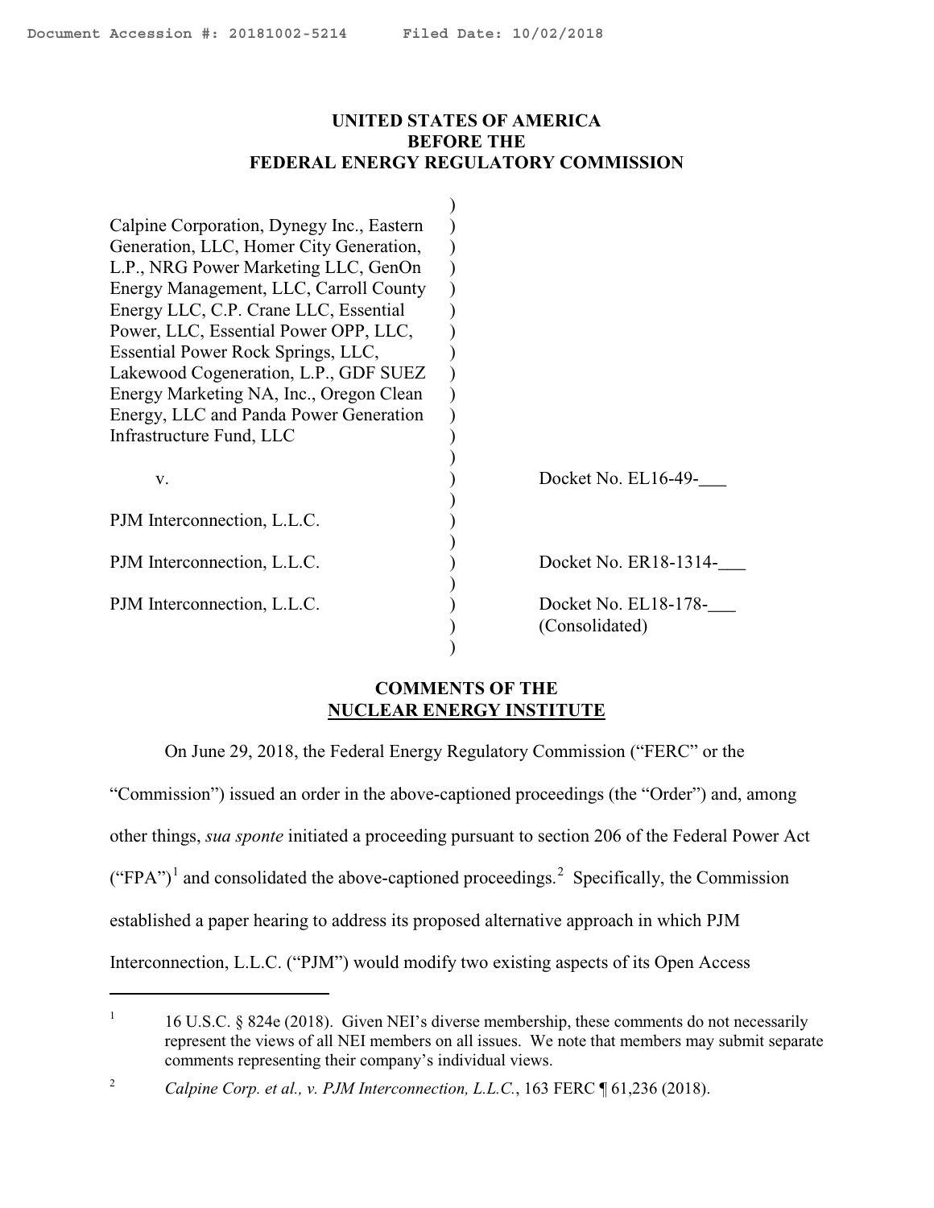Document Accession #: 20181002-5214 Filed Date: 10/02/2018

**UNITED STATES OF AMERICA**
**BEFORE THE**
**FEDERAL ENERGY REGULATORY COMMISSION**

| | |
|---|---|
| Calpine Corporation, Dynegy Inc., Eastern Generation, LLC, Homer City Generation, L.P., NRG Power Marketing LLC, GenOn Energy Management, LLC, Carroll County Energy LLC, C.P. Crane LLC, Essential Power, LLC, Essential Power OPP, LLC, Essential Power Rock Springs, LLC, Lakewood Cogeneration, L.P., GDF SUEZ Energy Marketing NA, Inc., Oregon Clean Energy, LLC and Panda Power Generation Infrastructure Fund, LLC | |
| v. | Docket No. EL16-49-___ |
| PJM Interconnection, L.L.C. | |
| PJM Interconnection, L.L.C. | Docket No. ER18-1314-___ |
| PJM Interconnection, L.L.C. | Docket No. EL18-178-___ (Consolidated) |

**COMMENTS OF THE**
**NUCLEAR ENERGY INSTITUTE**

On June 29, 2018, the Federal Energy Regulatory Commission ("FERC" or the "Commission") issued an order in the above-captioned proceedings (the "Order") and, among other things, *sua sponte* initiated a proceeding pursuant to section 206 of the Federal Power Act ("FPA")[1] and consolidated the above-captioned proceedings.[2] Specifically, the Commission established a paper hearing to address its proposed alternative approach in which PJM Interconnection, L.L.C. ("PJM") would modify two existing aspects of its Open Access

---

[1] 16 U.S.C. § 824e (2018). Given NEI's diverse membership, these comments do not necessarily represent the views of all NEI members on all issues. We note that members may submit separate comments representing their company's individual views.

[2] *Calpine Corp. et al., v. PJM Interconnection, L.L.C.*, 163 FERC ¶ 61,236 (2018).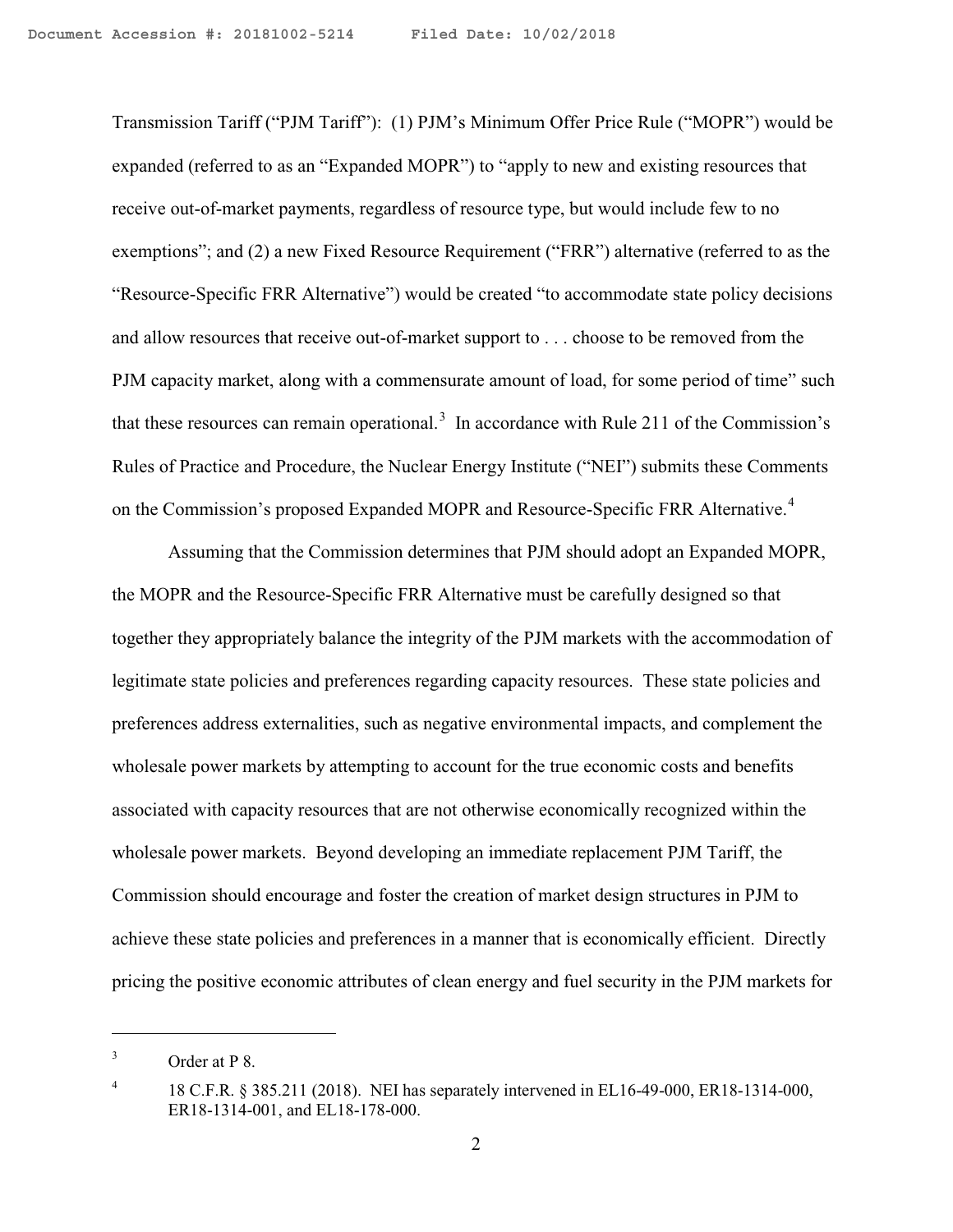Transmission Tariff ("PJM Tariff"): (1) PJM's Minimum Offer Price Rule ("MOPR") would be expanded (referred to as an "Expanded MOPR") to "apply to new and existing resources that receive out-of-market payments, regardless of resource type, but would include few to no exemptions"; and (2) a new Fixed Resource Requirement ("FRR") alternative (referred to as the "Resource-Specific FRR Alternative") would be created "to accommodate state policy decisions and allow resources that receive out-of-market support to . . . choose to be removed from the PJM capacity market, along with a commensurate amount of load, for some period of time" such that these resources can remain operational.[3] In accordance with Rule 211 of the Commission's Rules of Practice and Procedure, the Nuclear Energy Institute ("NEI") submits these Comments on the Commission's proposed Expanded MOPR and Resource-Specific FRR Alternative.[4]

Assuming that the Commission determines that PJM should adopt an Expanded MOPR, the MOPR and the Resource-Specific FRR Alternative must be carefully designed so that together they appropriately balance the integrity of the PJM markets with the accommodation of legitimate state policies and preferences regarding capacity resources. These state policies and preferences address externalities, such as negative environmental impacts, and complement the wholesale power markets by attempting to account for the true economic costs and benefits associated with capacity resources that are not otherwise economically recognized within the wholesale power markets. Beyond developing an immediate replacement PJM Tariff, the Commission should encourage and foster the creation of market design structures in PJM to achieve these state policies and preferences in a manner that is economically efficient. Directly pricing the positive economic attributes of clean energy and fuel security in the PJM markets for

---

[3] Order at P 8.

[4] 18 C.F.R. § 385.211 (2018). NEI has separately intervened in EL16-49-000, ER18-1314-000, ER18-1314-001, and EL18-178-000.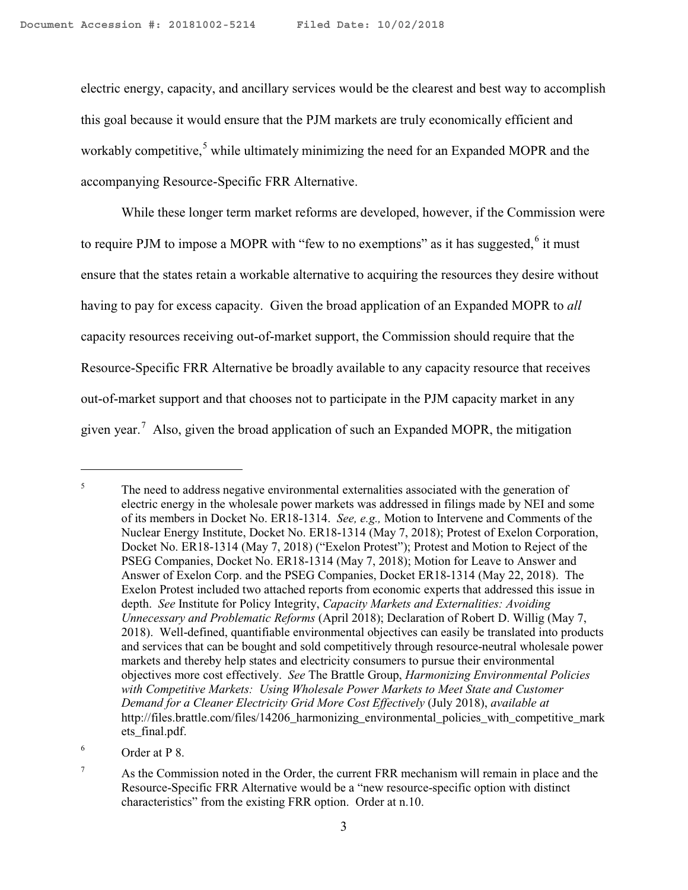electric energy, capacity, and ancillary services would be the clearest and best way to accomplish this goal because it would ensure that the PJM markets are truly economically efficient and workably competitive,[5] while ultimately minimizing the need for an Expanded MOPR and the accompanying Resource-Specific FRR Alternative.

While these longer term market reforms are developed, however, if the Commission were to require PJM to impose a MOPR with "few to no exemptions" as it has suggested,[6] it must ensure that the states retain a workable alternative to acquiring the resources they desire without having to pay for excess capacity. Given the broad application of an Expanded MOPR to *all* capacity resources receiving out-of-market support, the Commission should require that the Resource-Specific FRR Alternative be broadly available to any capacity resource that receives out-of-market support and that chooses not to participate in the PJM capacity market in any given year.[7] Also, given the broad application of such an Expanded MOPR, the mitigation

---

[5] The need to address negative environmental externalities associated with the generation of electric energy in the wholesale power markets was addressed in filings made by NEI and some of its members in Docket No. ER18-1314. *See, e.g.,* Motion to Intervene and Comments of the Nuclear Energy Institute, Docket No. ER18-1314 (May 7, 2018); Protest of Exelon Corporation, Docket No. ER18-1314 (May 7, 2018) ("Exelon Protest"); Protest and Motion to Reject of the PSEG Companies, Docket No. ER18-1314 (May 7, 2018); Motion for Leave to Answer and Answer of Exelon Corp. and the PSEG Companies, Docket ER18-1314 (May 22, 2018). The Exelon Protest included two attached reports from economic experts that addressed this issue in depth. *See* Institute for Policy Integrity, *Capacity Markets and Externalities: Avoiding Unnecessary and Problematic Reforms* (April 2018); Declaration of Robert D. Willig (May 7, 2018). Well-defined, quantifiable environmental objectives can easily be translated into products and services that can be bought and sold competitively through resource-neutral wholesale power markets and thereby help states and electricity consumers to pursue their environmental objectives more cost effectively. *See* The Brattle Group, *Harmonizing Environmental Policies with Competitive Markets: Using Wholesale Power Markets to Meet State and Customer Demand for a Cleaner Electricity Grid More Cost Effectively* (July 2018), *available at* http://files.brattle.com/files/14206_harmonizing_environmental_policies_with_competitive_markets_final.pdf.

[6] Order at P 8.

[7] As the Commission noted in the Order, the current FRR mechanism will remain in place and the Resource-Specific FRR Alternative would be a "new resource-specific option with distinct characteristics" from the existing FRR option. Order at n.10.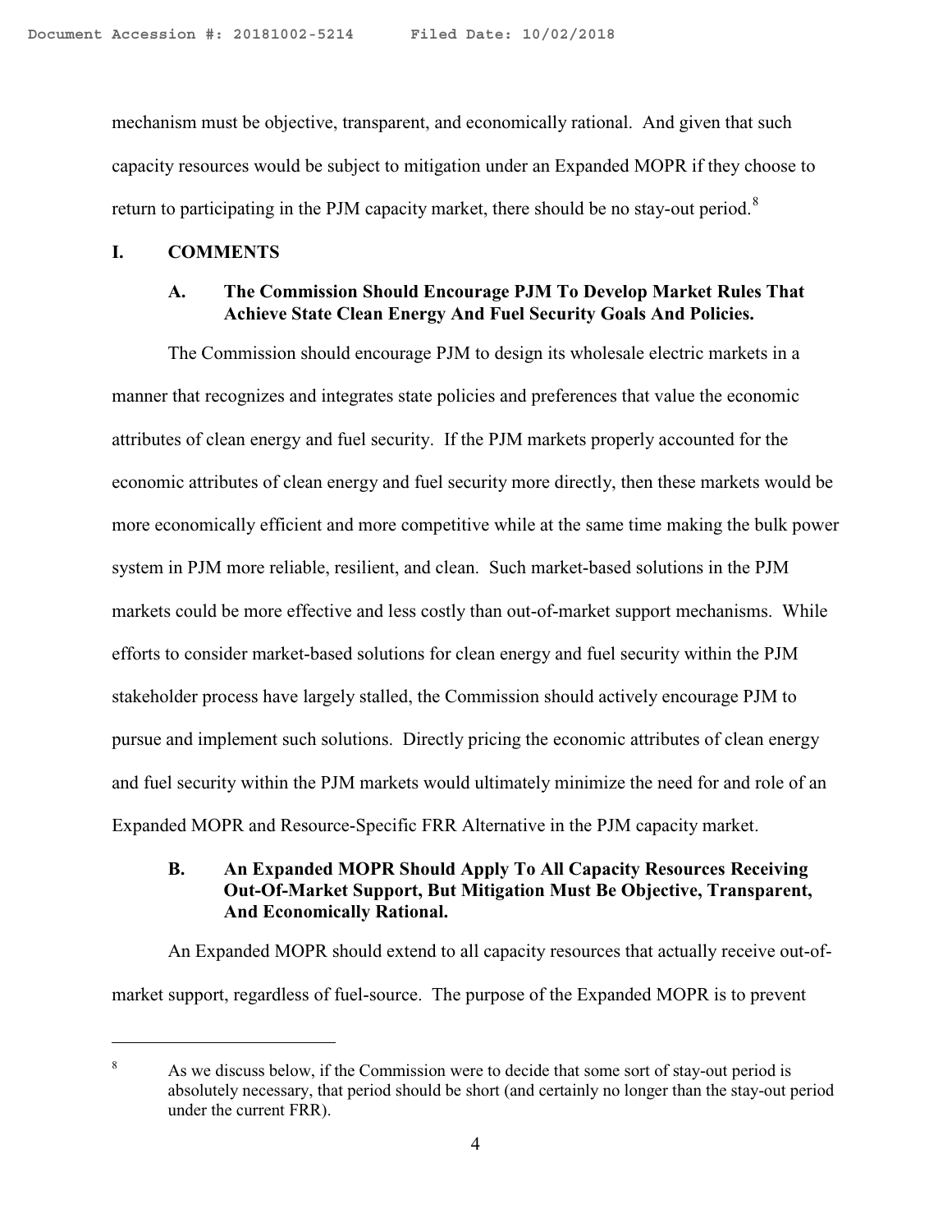mechanism must be objective, transparent, and economically rational. And given that such capacity resources would be subject to mitigation under an Expanded MOPR if they choose to return to participating in the PJM capacity market, there should be no stay-out period.[8]

## I. COMMENTS

### A. The Commission Should Encourage PJM To Develop Market Rules That Achieve State Clean Energy And Fuel Security Goals And Policies.

The Commission should encourage PJM to design its wholesale electric markets in a manner that recognizes and integrates state policies and preferences that value the economic attributes of clean energy and fuel security. If the PJM markets properly accounted for the economic attributes of clean energy and fuel security more directly, then these markets would be more economically efficient and more competitive while at the same time making the bulk power system in PJM more reliable, resilient, and clean. Such market-based solutions in the PJM markets could be more effective and less costly than out-of-market support mechanisms. While efforts to consider market-based solutions for clean energy and fuel security within the PJM stakeholder process have largely stalled, the Commission should actively encourage PJM to pursue and implement such solutions. Directly pricing the economic attributes of clean energy and fuel security within the PJM markets would ultimately minimize the need for and role of an Expanded MOPR and Resource-Specific FRR Alternative in the PJM capacity market.

### B. An Expanded MOPR Should Apply To All Capacity Resources Receiving Out-Of-Market Support, But Mitigation Must Be Objective, Transparent, And Economically Rational.

An Expanded MOPR should extend to all capacity resources that actually receive out-of-market support, regardless of fuel-source. The purpose of the Expanded MOPR is to prevent

---

[8] As we discuss below, if the Commission were to decide that some sort of stay-out period is absolutely necessary, that period should be short (and certainly no longer than the stay-out period under the current FRR).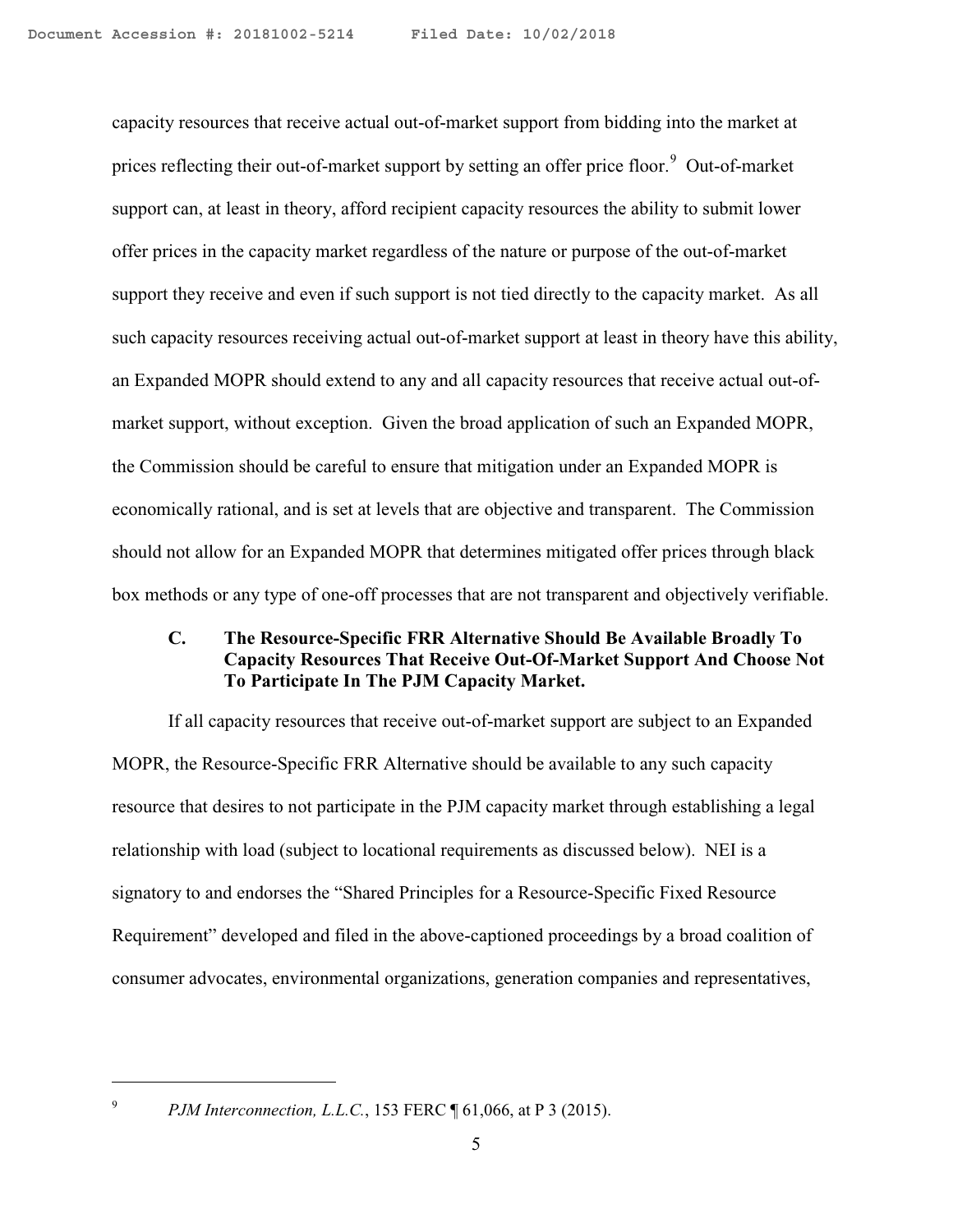capacity resources that receive actual out-of-market support from bidding into the market at prices reflecting their out-of-market support by setting an offer price floor.[9] Out-of-market support can, at least in theory, afford recipient capacity resources the ability to submit lower offer prices in the capacity market regardless of the nature or purpose of the out-of-market support they receive and even if such support is not tied directly to the capacity market. As all such capacity resources receiving actual out-of-market support at least in theory have this ability, an Expanded MOPR should extend to any and all capacity resources that receive actual out-of-market support, without exception. Given the broad application of such an Expanded MOPR, the Commission should be careful to ensure that mitigation under an Expanded MOPR is economically rational, and is set at levels that are objective and transparent. The Commission should not allow for an Expanded MOPR that determines mitigated offer prices through black box methods or any type of one-off processes that are not transparent and objectively verifiable.

### C. The Resource-Specific FRR Alternative Should Be Available Broadly To Capacity Resources That Receive Out-Of-Market Support And Choose Not To Participate In The PJM Capacity Market.

If all capacity resources that receive out-of-market support are subject to an Expanded MOPR, the Resource-Specific FRR Alternative should be available to any such capacity resource that desires to not participate in the PJM capacity market through establishing a legal relationship with load (subject to locational requirements as discussed below). NEI is a signatory to and endorses the "Shared Principles for a Resource-Specific Fixed Resource Requirement" developed and filed in the above-captioned proceedings by a broad coalition of consumer advocates, environmental organizations, generation companies and representatives,

---

[9] *PJM Interconnection, L.L.C.*, 153 FERC ¶ 61,066, at P 3 (2015).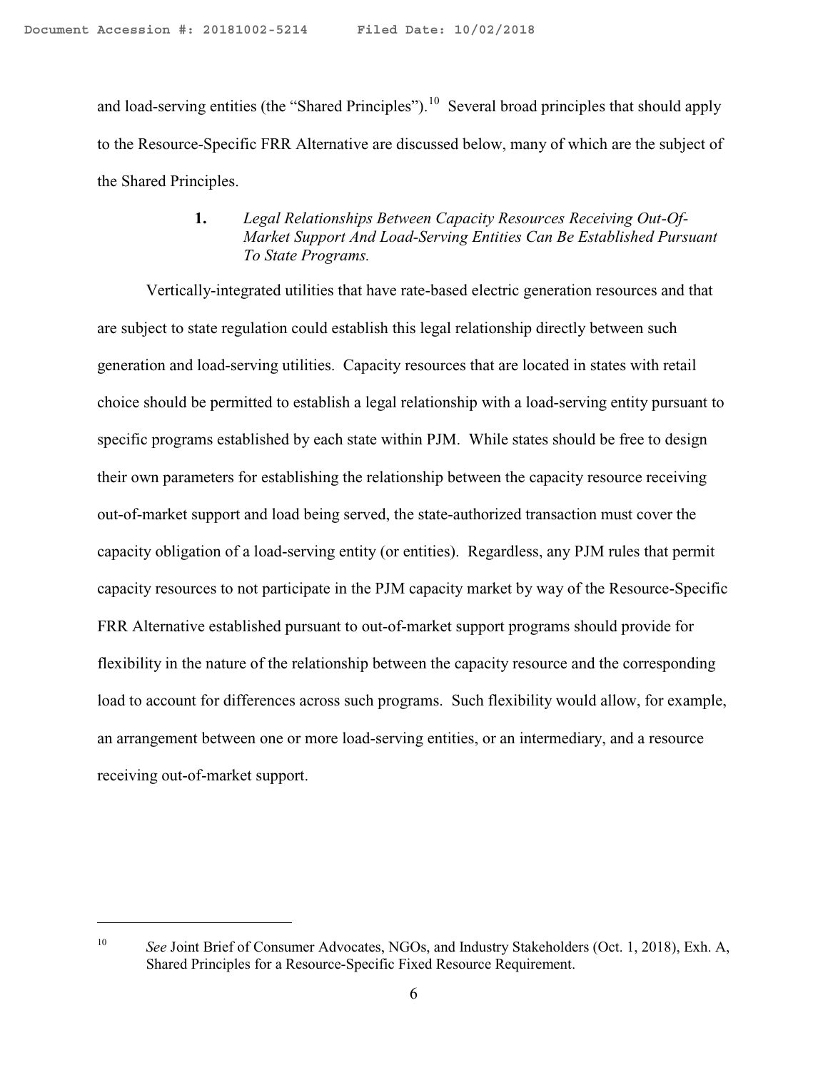and load-serving entities (the "Shared Principles").[10] Several broad principles that should apply to the Resource-Specific FRR Alternative are discussed below, many of which are the subject of the Shared Principles.

### 1. *Legal Relationships Between Capacity Resources Receiving Out-Of-Market Support And Load-Serving Entities Can Be Established Pursuant To State Programs.*

Vertically-integrated utilities that have rate-based electric generation resources and that are subject to state regulation could establish this legal relationship directly between such generation and load-serving utilities. Capacity resources that are located in states with retail choice should be permitted to establish a legal relationship with a load-serving entity pursuant to specific programs established by each state within PJM. While states should be free to design their own parameters for establishing the relationship between the capacity resource receiving out-of-market support and load being served, the state-authorized transaction must cover the capacity obligation of a load-serving entity (or entities). Regardless, any PJM rules that permit capacity resources to not participate in the PJM capacity market by way of the Resource-Specific FRR Alternative established pursuant to out-of-market support programs should provide for flexibility in the nature of the relationship between the capacity resource and the corresponding load to account for differences across such programs. Such flexibility would allow, for example, an arrangement between one or more load-serving entities, or an intermediary, and a resource receiving out-of-market support.

---

[10] *See* Joint Brief of Consumer Advocates, NGOs, and Industry Stakeholders (Oct. 1, 2018), Exh. A, Shared Principles for a Resource-Specific Fixed Resource Requirement.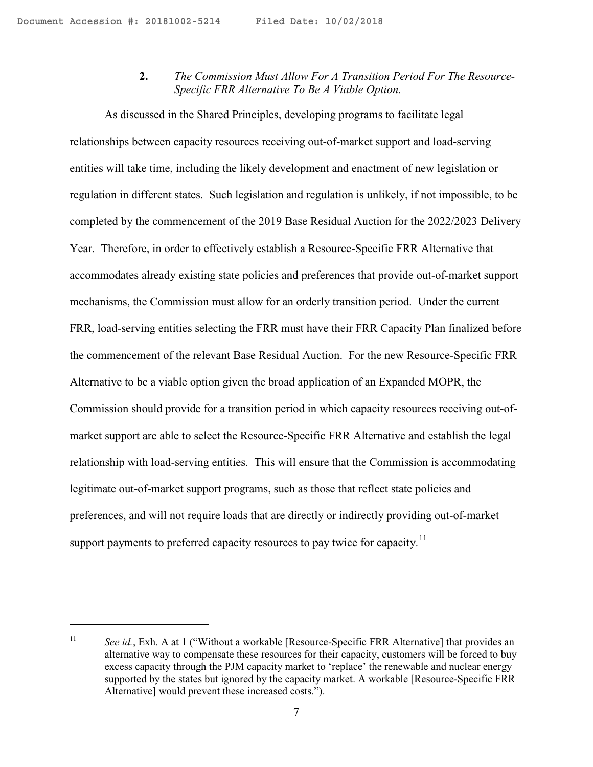### 2. *The Commission Must Allow For A Transition Period For The Resource-Specific FRR Alternative To Be A Viable Option.*

As discussed in the Shared Principles, developing programs to facilitate legal relationships between capacity resources receiving out-of-market support and load-serving entities will take time, including the likely development and enactment of new legislation or regulation in different states. Such legislation and regulation is unlikely, if not impossible, to be completed by the commencement of the 2019 Base Residual Auction for the 2022/2023 Delivery Year. Therefore, in order to effectively establish a Resource-Specific FRR Alternative that accommodates already existing state policies and preferences that provide out-of-market support mechanisms, the Commission must allow for an orderly transition period. Under the current FRR, load-serving entities selecting the FRR must have their FRR Capacity Plan finalized before the commencement of the relevant Base Residual Auction. For the new Resource-Specific FRR Alternative to be a viable option given the broad application of an Expanded MOPR, the Commission should provide for a transition period in which capacity resources receiving out-of-market support are able to select the Resource-Specific FRR Alternative and establish the legal relationship with load-serving entities. This will ensure that the Commission is accommodating legitimate out-of-market support programs, such as those that reflect state policies and preferences, and will not require loads that are directly or indirectly providing out-of-market support payments to preferred capacity resources to pay twice for capacity.[11]

---

[11] *See id.*, Exh. A at 1 ("Without a workable [Resource-Specific FRR Alternative] that provides an alternative way to compensate these resources for their capacity, customers will be forced to buy excess capacity through the PJM capacity market to 'replace' the renewable and nuclear energy supported by the states but ignored by the capacity market. A workable [Resource-Specific FRR Alternative] would prevent these increased costs.").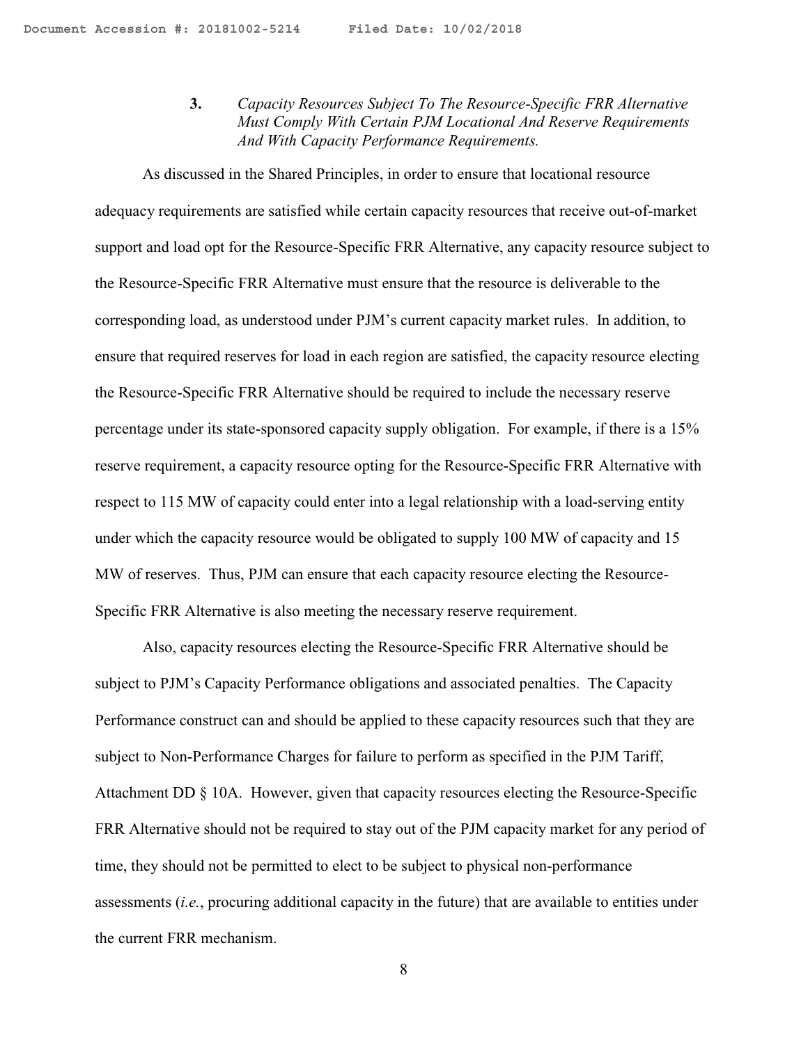### 3. *Capacity Resources Subject To The Resource-Specific FRR Alternative Must Comply With Certain PJM Locational And Reserve Requirements And With Capacity Performance Requirements.*

As discussed in the Shared Principles, in order to ensure that locational resource adequacy requirements are satisfied while certain capacity resources that receive out-of-market support and load opt for the Resource-Specific FRR Alternative, any capacity resource subject to the Resource-Specific FRR Alternative must ensure that the resource is deliverable to the corresponding load, as understood under PJM's current capacity market rules. In addition, to ensure that required reserves for load in each region are satisfied, the capacity resource electing the Resource-Specific FRR Alternative should be required to include the necessary reserve percentage under its state-sponsored capacity supply obligation. For example, if there is a 15% reserve requirement, a capacity resource opting for the Resource-Specific FRR Alternative with respect to 115 MW of capacity could enter into a legal relationship with a load-serving entity under which the capacity resource would be obligated to supply 100 MW of capacity and 15 MW of reserves. Thus, PJM can ensure that each capacity resource electing the Resource-Specific FRR Alternative is also meeting the necessary reserve requirement.

Also, capacity resources electing the Resource-Specific FRR Alternative should be subject to PJM's Capacity Performance obligations and associated penalties. The Capacity Performance construct can and should be applied to these capacity resources such that they are subject to Non-Performance Charges for failure to perform as specified in the PJM Tariff, Attachment DD § 10A. However, given that capacity resources electing the Resource-Specific FRR Alternative should not be required to stay out of the PJM capacity market for any period of time, they should not be permitted to elect to be subject to physical non-performance assessments (*i.e.*, procuring additional capacity in the future) that are available to entities under the current FRR mechanism.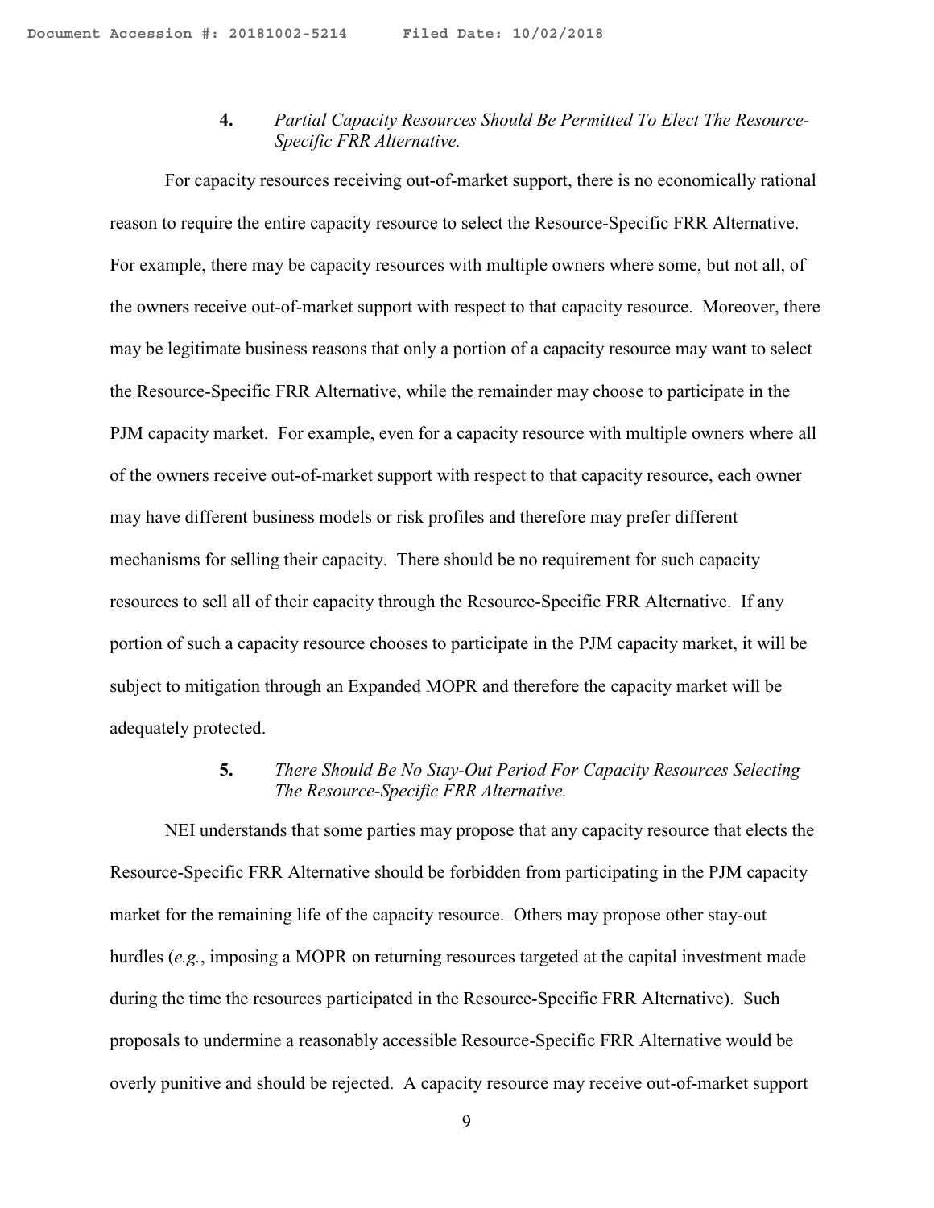#### 4. *Partial Capacity Resources Should Be Permitted To Elect The Resource-Specific FRR Alternative.*

For capacity resources receiving out-of-market support, there is no economically rational reason to require the entire capacity resource to select the Resource-Specific FRR Alternative. For example, there may be capacity resources with multiple owners where some, but not all, of the owners receive out-of-market support with respect to that capacity resource. Moreover, there may be legitimate business reasons that only a portion of a capacity resource may want to select the Resource-Specific FRR Alternative, while the remainder may choose to participate in the PJM capacity market. For example, even for a capacity resource with multiple owners where all of the owners receive out-of-market support with respect to that capacity resource, each owner may have different business models or risk profiles and therefore may prefer different mechanisms for selling their capacity. There should be no requirement for such capacity resources to sell all of their capacity through the Resource-Specific FRR Alternative. If any portion of such a capacity resource chooses to participate in the PJM capacity market, it will be subject to mitigation through an Expanded MOPR and therefore the capacity market will be adequately protected.

#### 5. *There Should Be No Stay-Out Period For Capacity Resources Selecting The Resource-Specific FRR Alternative.*

NEI understands that some parties may propose that any capacity resource that elects the Resource-Specific FRR Alternative should be forbidden from participating in the PJM capacity market for the remaining life of the capacity resource. Others may propose other stay-out hurdles (*e.g.*, imposing a MOPR on returning resources targeted at the capital investment made during the time the resources participated in the Resource-Specific FRR Alternative). Such proposals to undermine a reasonably accessible Resource-Specific FRR Alternative would be overly punitive and should be rejected. A capacity resource may receive out-of-market support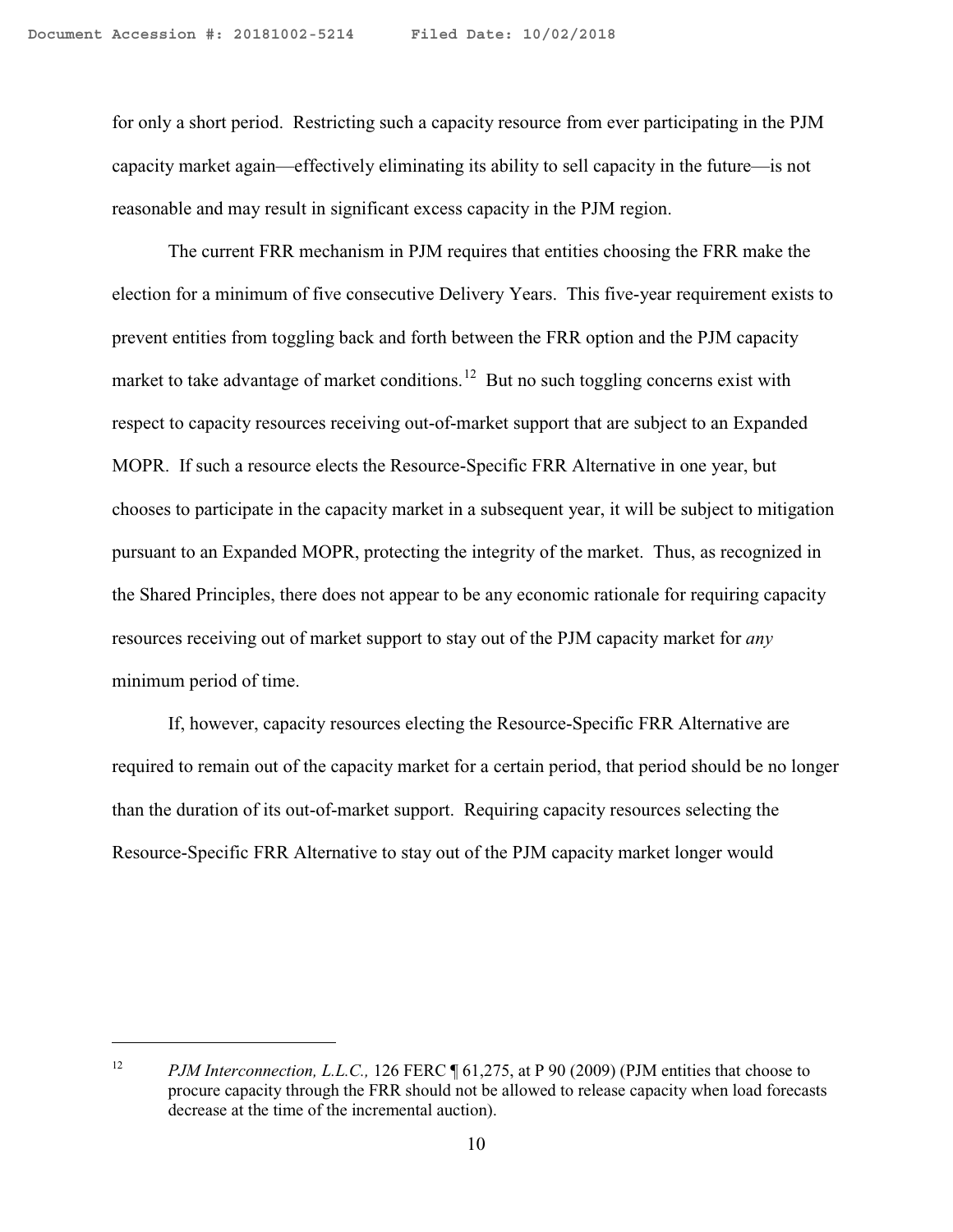for only a short period. Restricting such a capacity resource from ever participating in the PJM capacity market again—effectively eliminating its ability to sell capacity in the future—is not reasonable and may result in significant excess capacity in the PJM region.

The current FRR mechanism in PJM requires that entities choosing the FRR make the election for a minimum of five consecutive Delivery Years. This five-year requirement exists to prevent entities from toggling back and forth between the FRR option and the PJM capacity market to take advantage of market conditions.[12] But no such toggling concerns exist with respect to capacity resources receiving out-of-market support that are subject to an Expanded MOPR. If such a resource elects the Resource-Specific FRR Alternative in one year, but chooses to participate in the capacity market in a subsequent year, it will be subject to mitigation pursuant to an Expanded MOPR, protecting the integrity of the market. Thus, as recognized in the Shared Principles, there does not appear to be any economic rationale for requiring capacity resources receiving out of market support to stay out of the PJM capacity market for *any* minimum period of time.

If, however, capacity resources electing the Resource-Specific FRR Alternative are required to remain out of the capacity market for a certain period, that period should be no longer than the duration of its out-of-market support. Requiring capacity resources selecting the Resource-Specific FRR Alternative to stay out of the PJM capacity market longer would

---

[12] *PJM Interconnection, L.L.C.,* 126 FERC ¶ 61,275, at P 90 (2009) (PJM entities that choose to procure capacity through the FRR should not be allowed to release capacity when load forecasts decrease at the time of the incremental auction).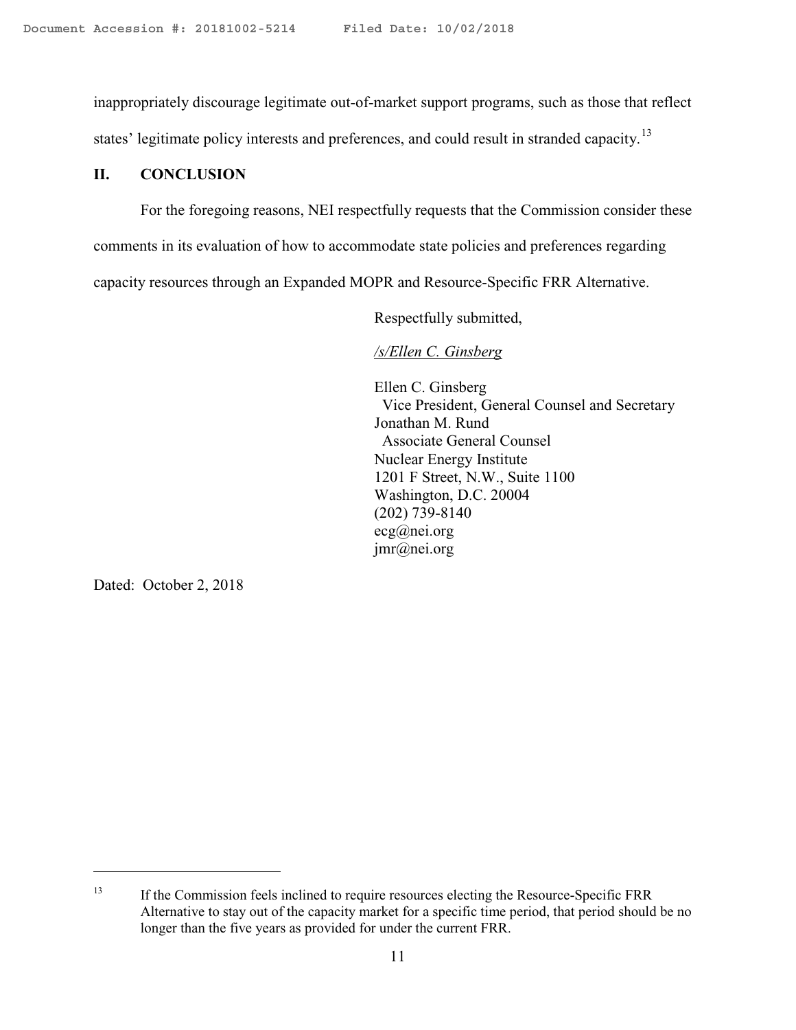inappropriately discourage legitimate out-of-market support programs, such as those that reflect states' legitimate policy interests and preferences, and could result in stranded capacity.[13]

## II. CONCLUSION

For the foregoing reasons, NEI respectfully requests that the Commission consider these comments in its evaluation of how to accommodate state policies and preferences regarding capacity resources through an Expanded MOPR and Resource-Specific FRR Alternative.

Respectfully submitted,

*/s/Ellen C. Ginsberg*

Ellen C. Ginsberg
Vice President, General Counsel and Secretary
Jonathan M. Rund
Associate General Counsel
Nuclear Energy Institute
1201 F Street, N.W., Suite 1100
Washington, D.C. 20004
(202) 739-8140
ecg@nei.org
jmr@nei.org

Dated: October 2, 2018

---

[13] If the Commission feels inclined to require resources electing the Resource-Specific FRR Alternative to stay out of the capacity market for a specific time period, that period should be no longer than the five years as provided for under the current FRR.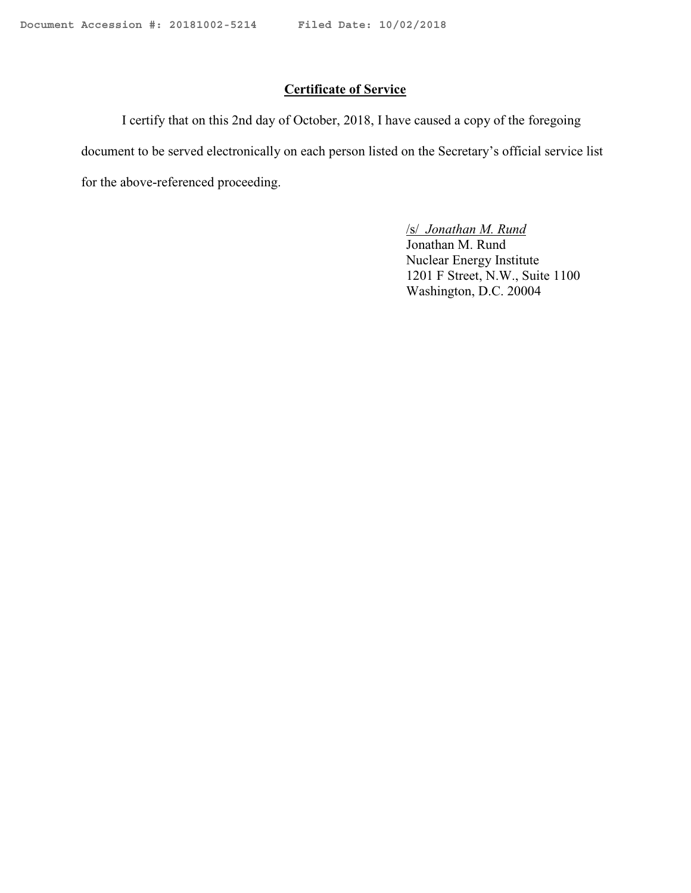**Certificate of Service**

I certify that on this 2nd day of October, 2018, I have caused a copy of the foregoing document to be served electronically on each person listed on the Secretary's official service list for the above-referenced proceeding.

/s/ *Jonathan M. Rund*
Jonathan M. Rund
Nuclear Energy Institute
1201 F Street, N.W., Suite 1100
Washington, D.C. 20004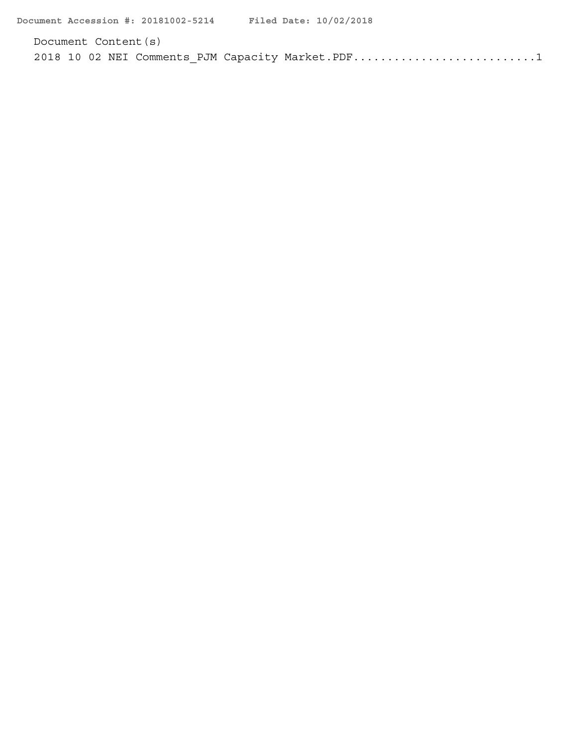Document Accession #: 20181002-5214 Filed Date: 10/02/2018

Document Content(s)

2018 10 02 NEI Comments_PJM Capacity Market.PDF...........................1